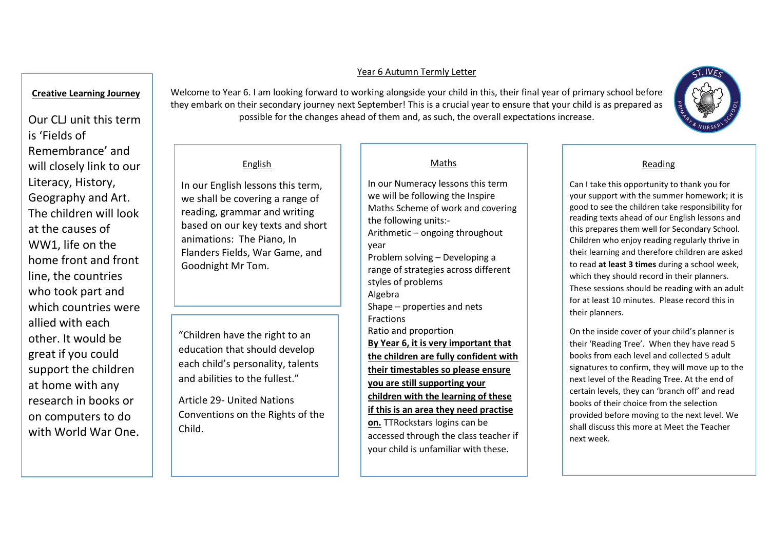# Year 6 Autumn Termly Letter

Welcome to Year 6. I am looking forward to working alongside your child in this, their final year of primary school before they embark on their secondary journey next September! This is a crucial year to ensure that your child is as prepared as possible for the changes ahead of them and, as such, the overall expectations increase.

## Creative Learning Journey

Our CLJ unit this term is 'Fields of Remembrance' and will closely link to our Literacy, History, Geography and Art. The children will look at the causes of WW1, life on the home front and front line, the countries who took part and which countries were allied with each other. It would be great if you could support the children at home with any research in books or on computers to do with World War One.

## English

In our English lessons this term, we shall be covering a range of reading, grammar and writing based on our key texts and short animations: The Piano, In Flanders Fields, War Game, and Goodnight Mr Tom.

"Children have the right to an education that should develop each child's personality, talents and abilities to the fullest."

Article 29- United Nations Conventions on the Rights of the Child.

## Maths

In our Numeracy lessons this term we will be following the Inspire Maths Scheme of work and covering the following units:-

Arithmetic – ongoing throughout year

Problem solving – Developing a range of strategies across different styles of problems

Algebra

Shape – properties and nets

Fractions

Ratio and proportion

**By Year 6, it is very important that the children are fully confident with their timestables so please ensure you are still supporting your children with the learning of these if this is an area they need practise on.** TTRockstars logins can be accessed through the class teacher if your child is unfamiliar with these.

## Reading

Can I take this opportunity to thank you for your support with the summer homework; it is good to see the children take responsibility for reading texts ahead of our English lessons and this prepares them well for Secondary School. Children who enjoy reading regularly thrive in their learning and therefore children are asked to read **at least 3 times** during a school week, which they should record in their planners. These sessions should be reading with an adult for at least 10 minutes. Please record this in their planners.

On the inside cover of your child's planner is their 'Reading Tree'. When they have read 5 books from each level and collected 5 adult signatures to confirm, they will move up to the next level of the Reading Tree. At the end of certain levels, they can 'branch off' and read books of their choice from the selection provided before moving to the next level. We shall discuss this more at Meet the Teacher next week.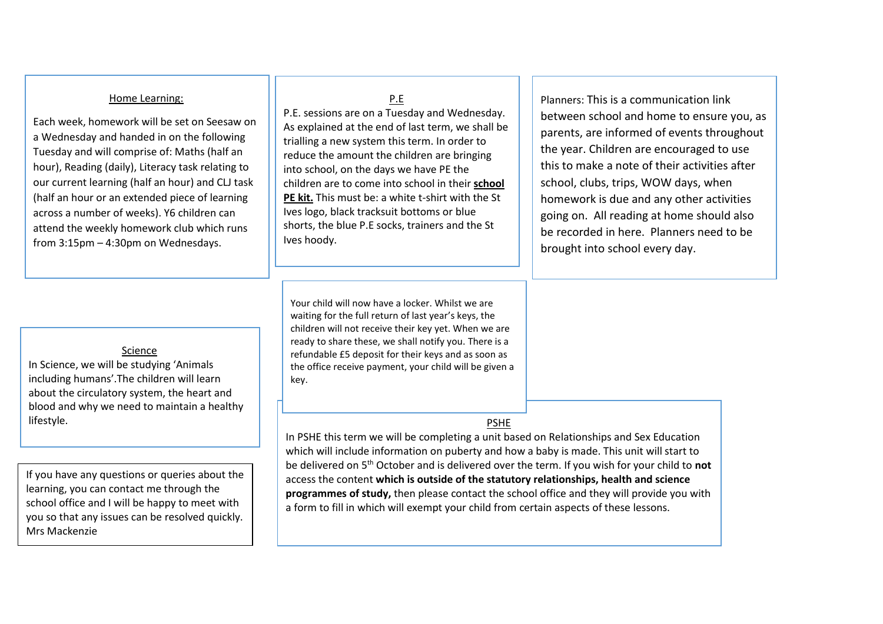## Home Learning:

Each week, homework will be set on Seesaw on a Wednesday and handed in on the following Tuesday and will comprise of: Maths (half an hour), Reading (daily), Literacy task relating to our current learning (half an hour) and CLJ task (half an hour or an extended piece of learning across a number of weeks). Y6 children can attend the weekly homework club which runs from 3:15pm – 4:30pm on Wednesdays.

## P.E

P.E. sessions are on a Tuesday and Wednesday. As explained at the end of last term, we shall be trialling a new system this term. In order to reduce the amount the children are bringing into school, on the days we have PE the children are to come into school in their **school PE kit.** This must be: a white t-shirt with the St Ives logo, black tracksuit bottoms or blue shorts, the blue P.E socks, trainers and the St Ives hoody.

Planners: This is a communication link between school and home to ensure you, as parents, are informed of events throughout the year. Children are encouraged to use this to make a note of their activities after school, clubs, trips, WOW days, when homework is due and any other activities going on. All reading at home should also be recorded in here. Planners need to be brought into school every day.

## Science

In Science, we will be studying 'Animals including humans'.The children will learn about the circulatory system, the heart and blood and why we need to maintain a healthy lifestyle.

Your child will now have a locker. Whilst we are waiting for the full return of last year's keys, the children will not receive their key yet. When we are ready to share these, we shall notify you. There is a refundable £5 deposit for their keys and as soon as the office receive payment, your child will be given a key.

## PSHE

In PSHE this term we will be completing a unit based on Relationships and Sex Education which will include information on puberty and how a baby is made. This unit will start to be delivered on 5th October and is delivered over the term. If you wish for your child to **not** access the content **which is outside of the statutory relationships, health and science programmes of study,** then please contact the school office and they will provide you with a form to fill in which will exempt your child from certain aspects of these lessons.

If you have any questions or queries about the learning, you can contact me through the school office and I will be happy to meet with you so that any issues can be resolved quickly.
Mrs Mackenzie